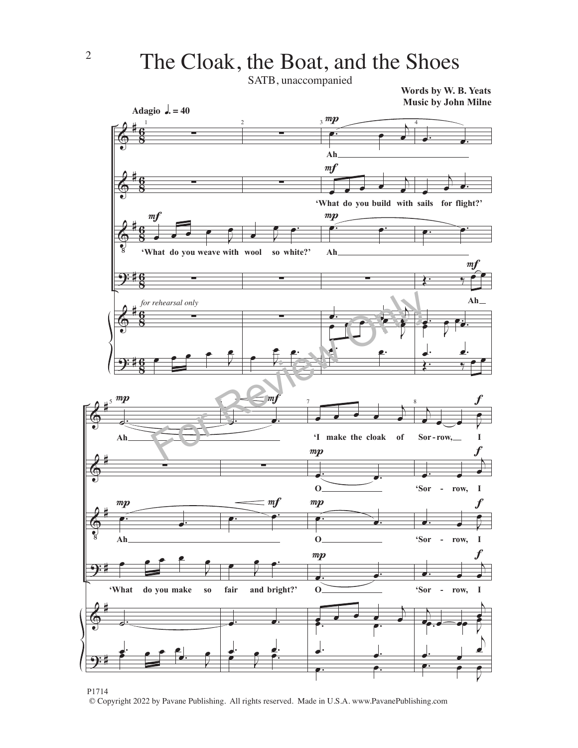# The Cloak, the Boat, and the Shoes

SATB, unaccompanied

**Words by W. B. Yeats**
**Music by John Milne**

**Adagio** ♩. = 40

'What do you weave with wool so white?'

'What do you build with sails for flight?'

'What do you make so fair and bright?'

'I make the cloak of Sorrow, I

*for rehearsal only*

P1714
© Copyright 2022 by Pavane Publishing. All rights reserved. Made in U.S.A. www.PavanePublishing.com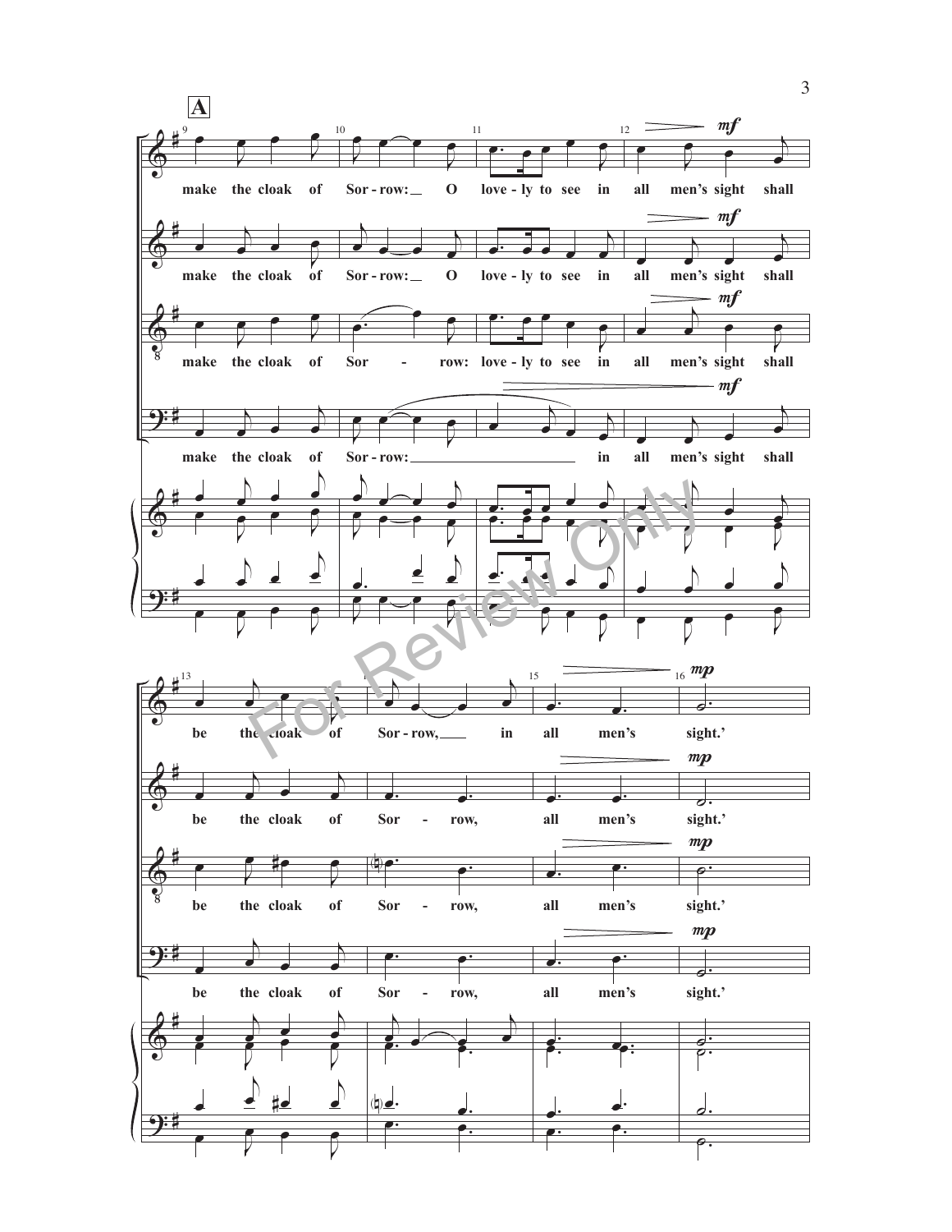**A**

make the cloak of Sor - row: O love - ly to see in all men's sight shall be the cloak of Sor - row, in all men's sight.'

make the cloak of Sor - row: O love - ly to see in all men's sight shall be the cloak of Sor - row, all men's sight.'

make the cloak of Sor - row: love - ly to see in all men's sight shall be the cloak of Sor - row, all men's sight.'

make the cloak of Sor - row: in all men's sight shall be the cloak of Sor - row, all men's sight.'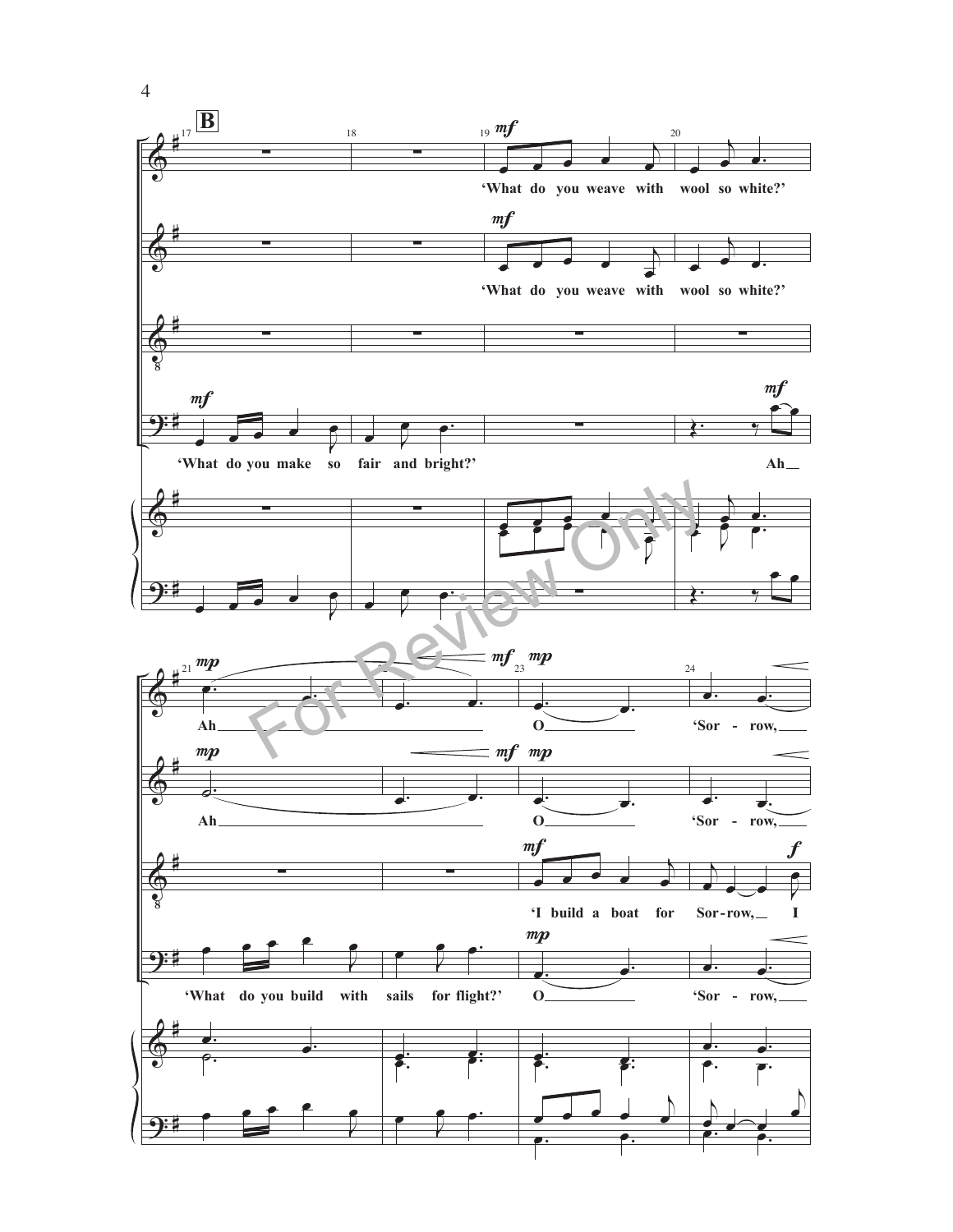**B**

'What do you weave with wool so white?'

'What do you weave with wool so white?'

'What do you make so fair and bright?'

Ah

Ah O 'Sor - row,

Ah O 'Sor - row,

'I build a boat for Sor-row, I

'What do you build with sails for flight?' O 'Sor - row,

For Review Only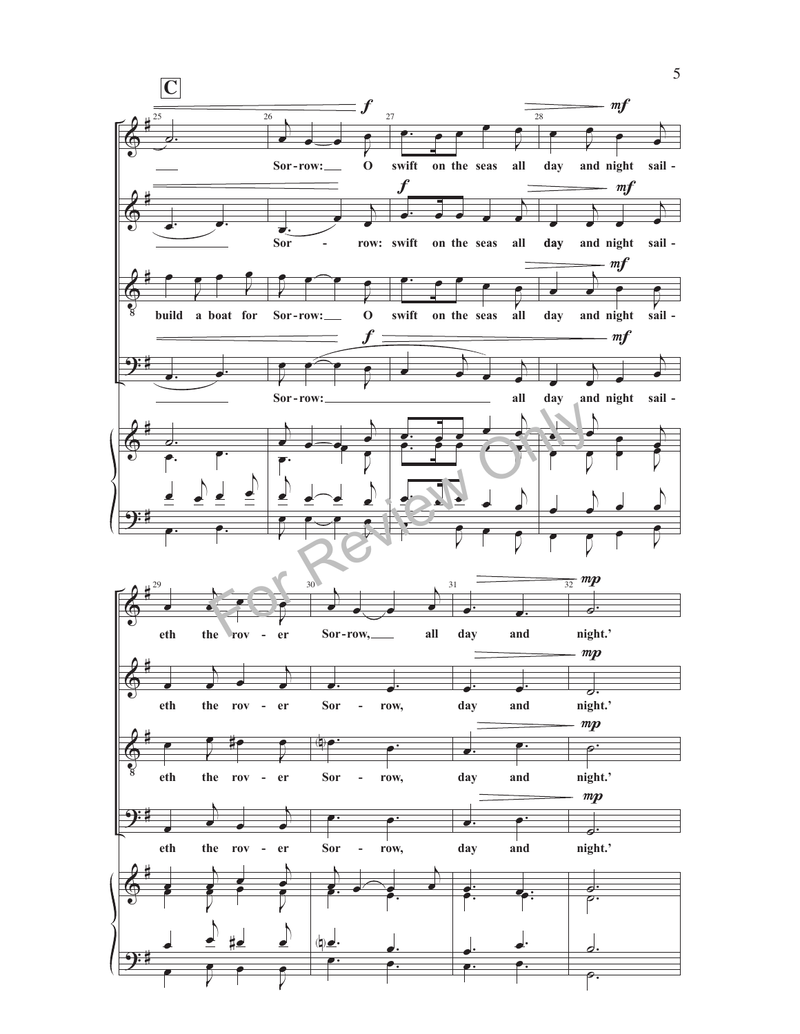**C**

Sor-row: O swift on the seas all day and night sail-eth the rov-er Sor-row, all day and night.'

Sor - row: swift on the seas all day and night sail-eth the rov-er Sor - row, day and night.'

build a boat for Sor-row: O swift on the seas all day and night sail-eth the rov-er Sor - row, day and night.'

Sor-row: all day and night sail-eth the rov-er Sor - row, day and night.'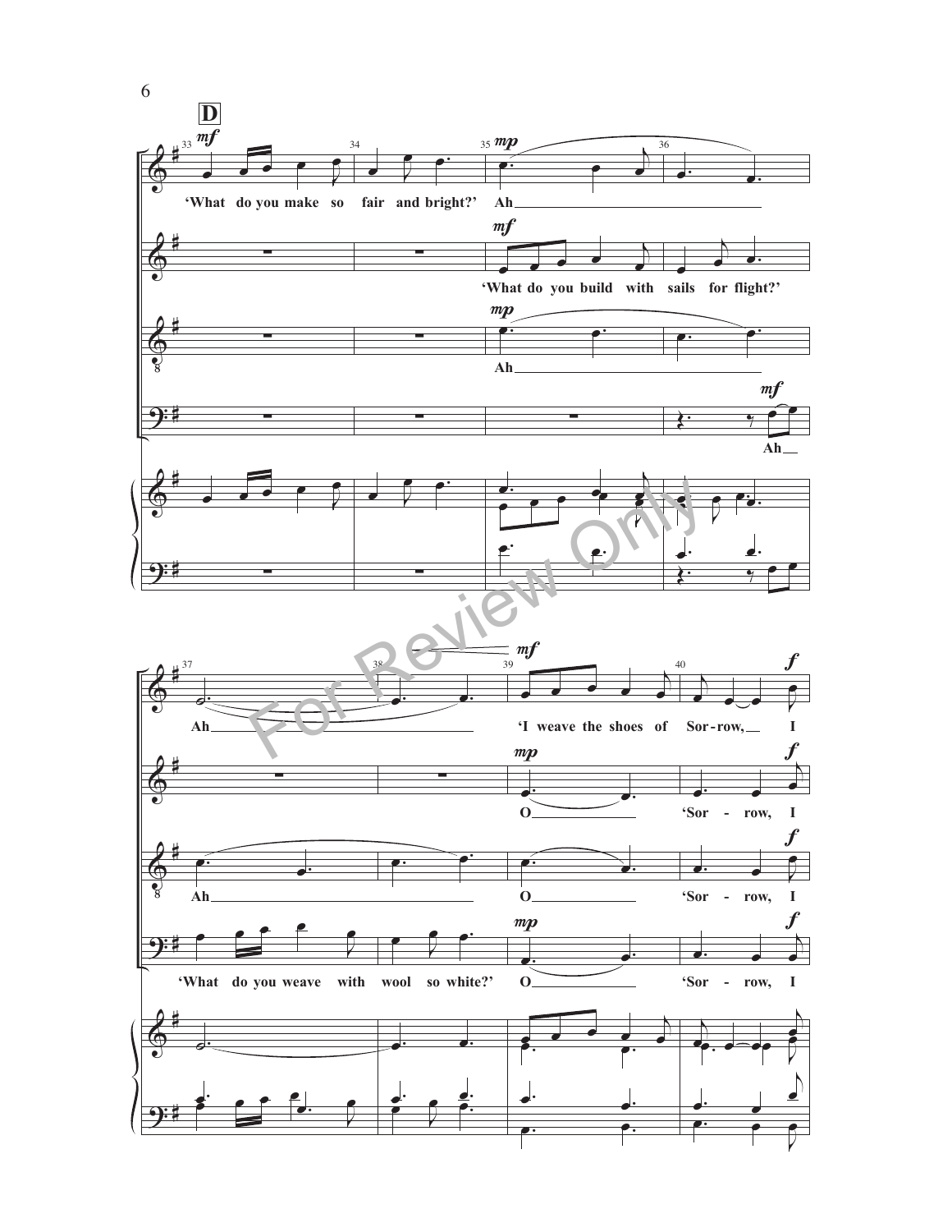**D**

'What do you make so fair and bright?' Ah

'What do you build with sails for flight?'

Ah

Ah

Ah 'I weave the shoes of Sor-row, I

O 'Sor - row, I

Ah O 'Sor - row, I

'What do you weave with wool so white?' O 'Sor - row, I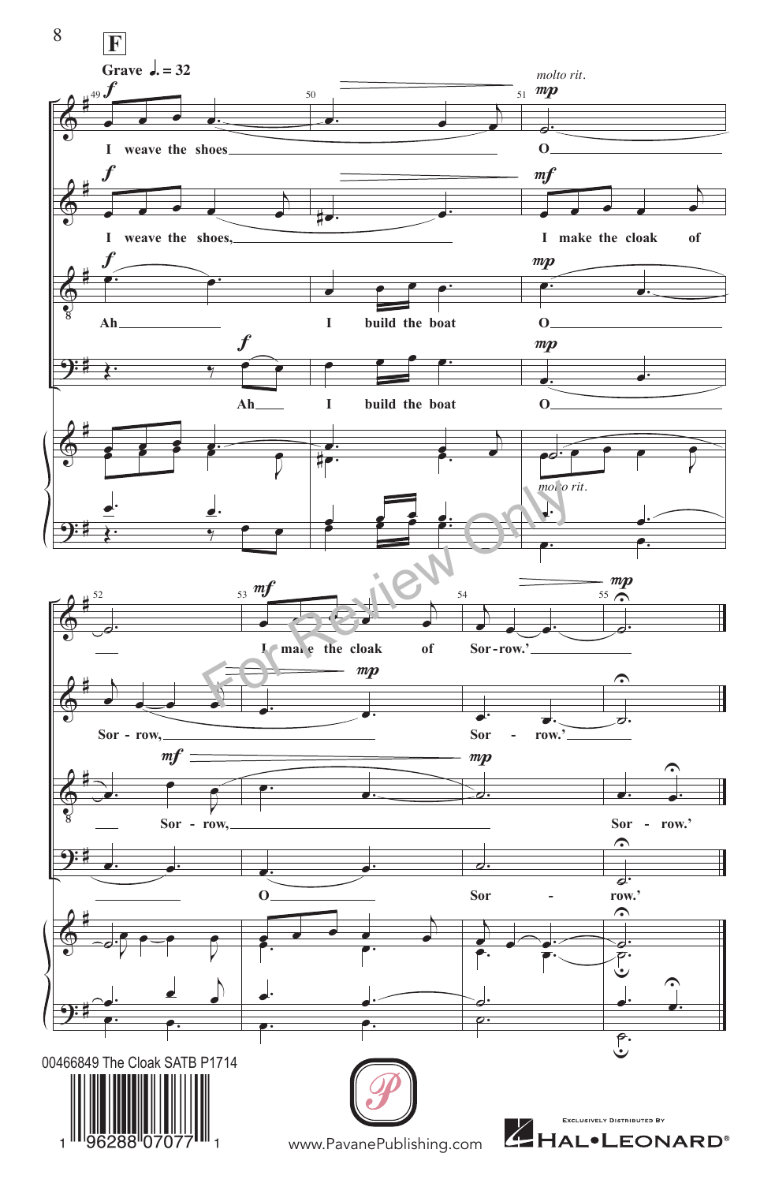00466849 The Cloak SATB P1714

www.PavanePublishing.com

Exclusively Distributed By HAL•LEONARD®